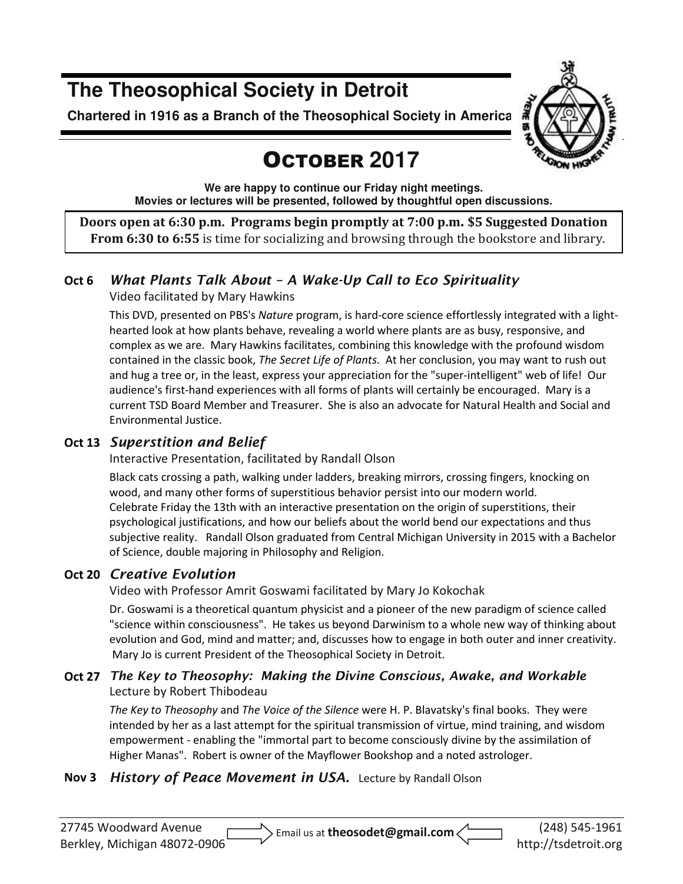# The Theosophical Society in Detroit

**Chartered in 1916 as a Branch of the Theosophical Society in America**

## OCTOBER 2017

**We are happy to continue our Friday night meetings.**
**Movies or lectures will be presented, followed by thoughtful open discussions.**

**Doors open at 6:30 p.m. Programs begin promptly at 7:00 p.m. $5 Suggested Donation**
**From 6:30 to 6:55** is time for socializing and browsing through the bookstore and library.

### Oct 6 *What Plants Talk About – A Wake-Up Call to Eco Spirituality*

Video facilitated by Mary Hawkins

This DVD, presented on PBS's *Nature* program, is hard-core science effortlessly integrated with a light-hearted look at how plants behave, revealing a world where plants are as busy, responsive, and complex as we are. Mary Hawkins facilitates, combining this knowledge with the profound wisdom contained in the classic book, *The Secret Life of Plants*. At her conclusion, you may want to rush out and hug a tree or, in the least, express your appreciation for the "super-intelligent" web of life! Our audience's first-hand experiences with all forms of plants will certainly be encouraged. Mary is a current TSD Board Member and Treasurer. She is also an advocate for Natural Health and Social and Environmental Justice.

### Oct 13 *Superstition and Belief*

Interactive Presentation, facilitated by Randall Olson

Black cats crossing a path, walking under ladders, breaking mirrors, crossing fingers, knocking on wood, and many other forms of superstitious behavior persist into our modern world. Celebrate Friday the 13th with an interactive presentation on the origin of superstitions, their psychological justifications, and how our beliefs about the world bend our expectations and thus subjective reality. Randall Olson graduated from Central Michigan University in 2015 with a Bachelor of Science, double majoring in Philosophy and Religion.

### Oct 20 *Creative Evolution*

Video with Professor Amrit Goswami facilitated by Mary Jo Kokochak

Dr. Goswami is a theoretical quantum physicist and a pioneer of the new paradigm of science called "science within consciousness". He takes us beyond Darwinism to a whole new way of thinking about evolution and God, mind and matter; and, discusses how to engage in both outer and inner creativity. Mary Jo is current President of the Theosophical Society in Detroit.

### Oct 27 *The Key to Theosophy: Making the Divine Conscious, Awake, and Workable*

Lecture by Robert Thibodeau

*The Key to Theosophy* and *The Voice of the Silence* were H. P. Blavatsky's final books. They were intended by her as a last attempt for the spiritual transmission of virtue, mind training, and wisdom empowerment - enabling the "immortal part to become consciously divine by the assimilation of Higher Manas". Robert is owner of the Mayflower Bookshop and a noted astrologer.

### Nov 3 *History of Peace Movement in USA.* Lecture by Randall Olson

27745 Woodward Avenue
Berkley, Michigan 48072-0906

Email us at **theosodet@gmail.com**

(248) 545-1961
http://tsdetroit.org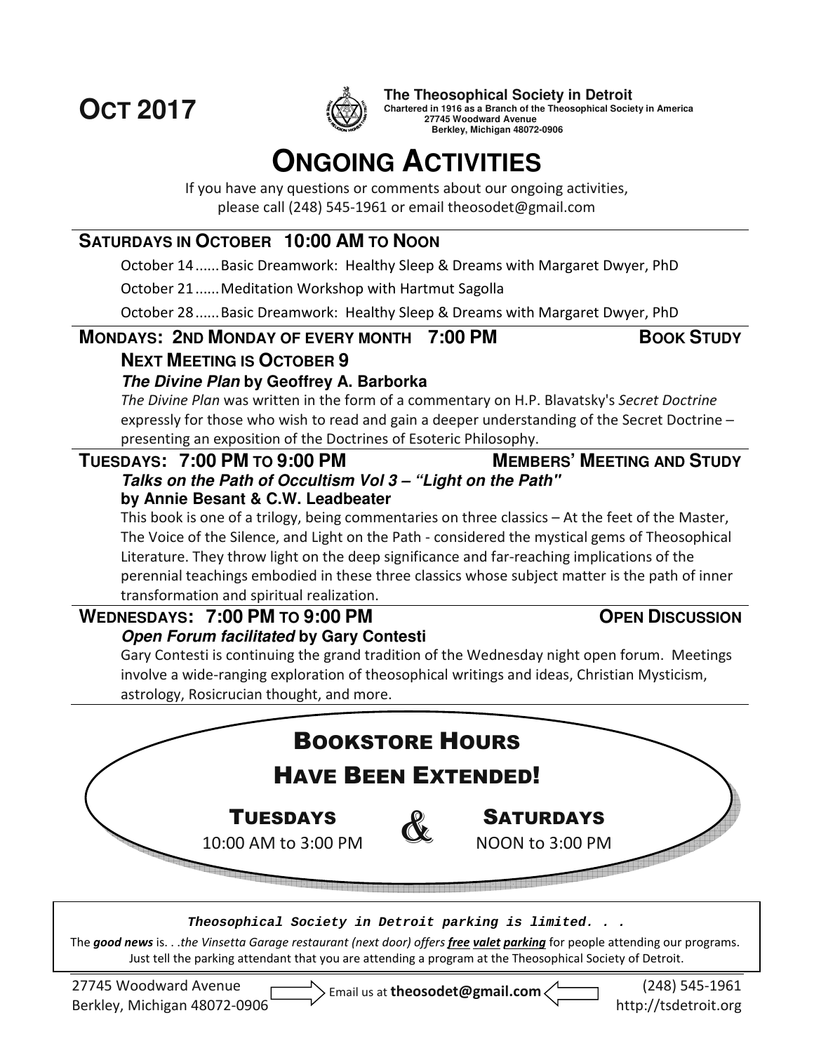**OCT 2017**

**The Theosophical Society in Detroit**
Chartered in 1916 as a Branch of the Theosophical Society in America
27745 Woodward Avenue
Berkley, Michigan 48072-0906

# ONGOING ACTIVITIES

If you have any questions or comments about our ongoing activities, please call (248) 545-1961 or email theosodet@gmail.com

## SATURDAYS IN OCTOBER 10:00 AM TO NOON

October 14......Basic Dreamwork: Healthy Sleep & Dreams with Margaret Dwyer, PhD

October 21......Meditation Workshop with Hartmut Sagolla

October 28......Basic Dreamwork: Healthy Sleep & Dreams with Margaret Dwyer, PhD

## MONDAYS: 2ND MONDAY OF EVERY MONTH 7:00 PM — BOOK STUDY

### NEXT MEETING IS OCTOBER 9

***The Divine Plan* by Geoffrey A. Barborka**

*The Divine Plan* was written in the form of a commentary on H.P. Blavatsky's *Secret Doctrine* expressly for those who wish to read and gain a deeper understanding of the Secret Doctrine – presenting an exposition of the Doctrines of Esoteric Philosophy.

## TUESDAYS: 7:00 PM TO 9:00 PM — MEMBERS' MEETING AND STUDY

***Talks on the Path of Occultism Vol 3 – "Light on the Path"***
**by Annie Besant & C.W. Leadbeater**

This book is one of a trilogy, being commentaries on three classics – At the feet of the Master, The Voice of the Silence, and Light on the Path - considered the mystical gems of Theosophical Literature. They throw light on the deep significance and far-reaching implications of the perennial teachings embodied in these three classics whose subject matter is the path of inner transformation and spiritual realization.

## WEDNESDAYS: 7:00 PM TO 9:00 PM — OPEN DISCUSSION

***Open Forum facilitated* by Gary Contesti**

Gary Contesti is continuing the grand tradition of the Wednesday night open forum. Meetings involve a wide-ranging exploration of theosophical writings and ideas, Christian Mysticism, astrology, Rosicrucian thought, and more.

## BOOKSTORE HOURS HAVE BEEN EXTENDED!

**TUESDAYS** 10:00 AM to 3:00 PM & **SATURDAYS** NOON to 3:00 PM

***Theosophical Society in Detroit parking is limited. . .***

The ***good news*** is. . .*the Vinsetta Garage restaurant (next door) offers **free valet parking** for people attending our programs.* Just tell the parking attendant that you are attending a program at the Theosophical Society of Detroit.

27745 Woodward Avenue
Berkley, Michigan 48072-0906

Email us at **theosodet@gmail.com**

(248) 545-1961
http://tsdetroit.org